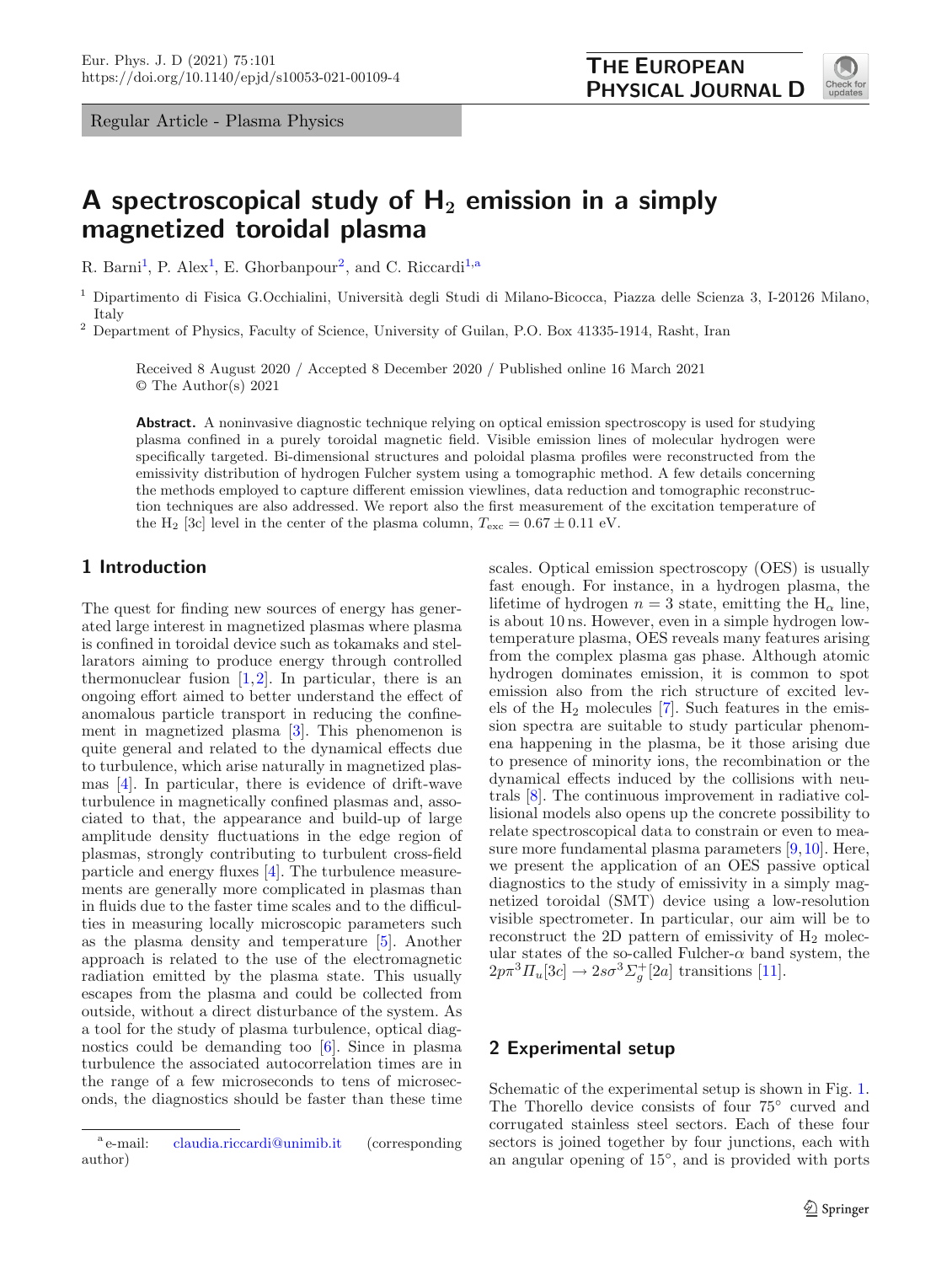Regular Article - Plasma Physics

# A spectroscopical study of $H_2$ emission in a simply magnetized toroidal plasma

R. Barni[1], P. Alex[1], E. Ghorbanpour[2], and C. Riccardi[1,a]

[1] Dipartimento di Fisica G.Occhialini, Università degli Studi di Milano-Bicocca, Piazza delle Scienza 3, I-20126 Milano, Italy

[2] Department of Physics, Faculty of Science, University of Guilan, P.O. Box 41335-1914, Rasht, Iran

Received 8 August 2020 / Accepted 8 December 2020 / Published online 16 March 2021
© The Author(s) 2021

**Abstract.** A noninvasive diagnostic technique relying on optical emission spectroscopy is used for studying plasma confined in a purely toroidal magnetic field. Visible emission lines of molecular hydrogen were specifically targeted. Bi-dimensional structures and poloidal plasma profiles were reconstructed from the emissivity distribution of hydrogen Fulcher system using a tomographic method. A few details concerning the methods employed to capture different emission viewlines, data reduction and tomographic reconstruction techniques are also addressed. We report also the first measurement of the excitation temperature of the $H_2$ [3c] level in the center of the plasma column, $T_{\rm exc} = 0.67 \pm 0.11$ eV.

## 1 Introduction

The quest for finding new sources of energy has generated large interest in magnetized plasmas where plasma is confined in toroidal device such as tokamaks and stellarators aiming to produce energy through controlled thermonuclear fusion [1,2]. In particular, there is an ongoing effort aimed to better understand the effect of anomalous particle transport in reducing the confinement in magnetized plasma [3]. This phenomenon is quite general and related to the dynamical effects due to turbulence, which arise naturally in magnetized plasmas [4]. In particular, there is evidence of drift-wave turbulence in magnetically confined plasmas and, associated to that, the appearance and build-up of large amplitude density fluctuations in the edge region of plasmas, strongly contributing to turbulent cross-field particle and energy fluxes [4]. The turbulence measurements are generally more complicated in plasmas than in fluids due to the faster time scales and to the difficulties in measuring locally microscopic parameters such as the plasma density and temperature [5]. Another approach is related to the use of the electromagnetic radiation emitted by the plasma state. This usually escapes from the plasma and could be collected from outside, without a direct disturbance of the system. As a tool for the study of plasma turbulence, optical diagnostics could be demanding too [6]. Since in plasma turbulence the associated autocorrelation times are in the range of a few microseconds to tens of microseconds, the diagnostics should be faster than these time scales. Optical emission spectroscopy (OES) is usually fast enough. For instance, in a hydrogen plasma, the lifetime of hydrogen $n = 3$ state, emitting the $H_\alpha$ line, is about 10 ns. However, even in a simple hydrogen low-temperature plasma, OES reveals many features arising from the complex plasma gas phase. Although atomic hydrogen dominates emission, it is common to spot emission also from the rich structure of excited levels of the $H_2$ molecules [7]. Such features in the emission spectra are suitable to study particular phenomena happening in the plasma, be it those arising due to presence of minority ions, the recombination or the dynamical effects induced by the collisions with neutrals [8]. The continuous improvement in radiative collisional models also opens up the concrete possibility to relate spectroscopical data to constrain or even to measure more fundamental plasma parameters [9,10]. Here, we present the application of an OES passive optical diagnostics to the study of emissivity in a simply magnetized toroidal (SMT) device using a low-resolution visible spectrometer. In particular, our aim will be to reconstruct the 2D pattern of emissivity of $H_2$ molecular states of the so-called Fulcher-$\alpha$ band system, the $2p\pi^3\Pi_u[3c] \rightarrow 2s\sigma^3\Sigma_g^+[2a]$ transitions [11].

## 2 Experimental setup

Schematic of the experimental setup is shown in Fig. 1. The Thorello device consists of four 75° curved and corrugated stainless steel sectors. Each of these four sectors is joined together by four junctions, each with an angular opening of 15°, and is provided with ports

[a] e-mail: claudia.riccardi@unimib.it (corresponding author)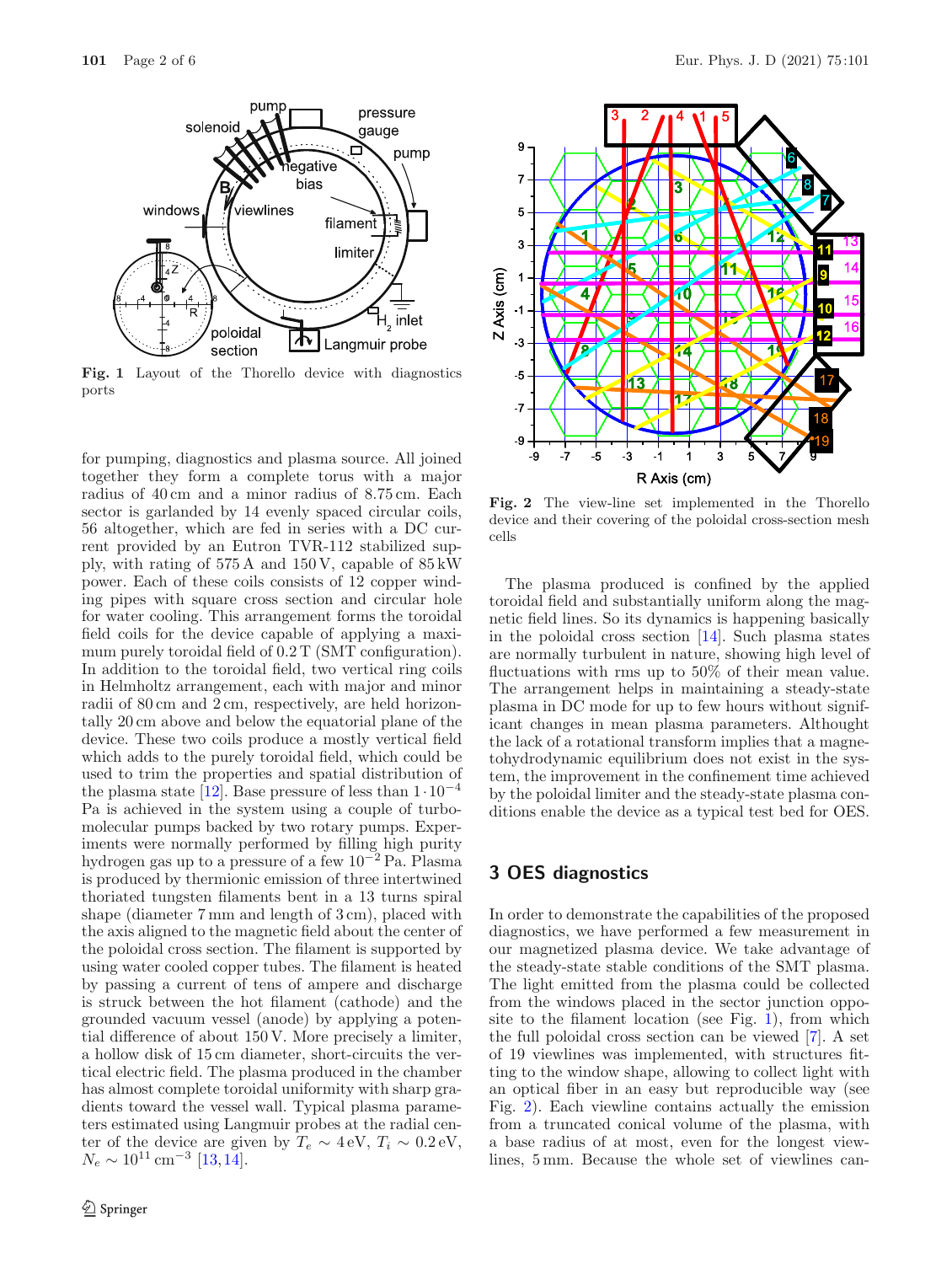Fig. 1 Layout of the Thorello device with diagnostics ports

for pumping, diagnostics and plasma source. All joined together they form a complete torus with a major radius of 40 cm and a minor radius of 8.75 cm. Each sector is garlanded by 14 evenly spaced circular coils, 56 altogether, which are fed in series with a DC current provided by an Eutron TVR-112 stabilized supply, with rating of 575 A and 150 V, capable of 85 kW power. Each of these coils consists of 12 copper winding pipes with square cross section and circular hole for water cooling. This arrangement forms the toroidal field coils for the device capable of applying a maximum purely toroidal field of 0.2 T (SMT configuration). In addition to the toroidal field, two vertical ring coils in Helmholtz arrangement, each with major and minor radii of 80 cm and 2 cm, respectively, are held horizontally 20 cm above and below the equatorial plane of the device. These two coils produce a mostly vertical field which adds to the purely toroidal field, which could be used to trim the properties and spatial distribution of the plasma state [12]. Base pressure of less than $1 \cdot 10^{-4}$ Pa is achieved in the system using a couple of turbomolecular pumps backed by two rotary pumps. Experiments were normally performed by filling high purity hydrogen gas up to a pressure of a few $10^{-2}$ Pa. Plasma is produced by thermionic emission of three intertwined thoriated tungsten filaments bent in a 13 turns spiral shape (diameter 7 mm and length of 3 cm), placed with the axis aligned to the magnetic field about the center of the poloidal cross section. The filament is supported by using water cooled copper tubes. The filament is heated by passing a current of tens of ampere and discharge is struck between the hot filament (cathode) and the grounded vacuum vessel (anode) by applying a potential difference of about 150 V. More precisely a limiter, a hollow disk of 15 cm diameter, short-circuits the vertical electric field. The plasma produced in the chamber has almost complete toroidal uniformity with sharp gradients toward the vessel wall. Typical plasma parameters estimated using Langmuir probes at the radial center of the device are given by $T_e \sim 4\,\text{eV}$, $T_i \sim 0.2\,\text{eV}$, $N_e \sim 10^{11}\,\text{cm}^{-3}$ [13,14].

Fig. 2 The view-line set implemented in the Thorello device and their covering of the poloidal cross-section mesh cells

The plasma produced is confined by the applied toroidal field and substantially uniform along the magnetic field lines. So its dynamics is happening basically in the poloidal cross section [14]. Such plasma states are normally turbulent in nature, showing high level of fluctuations with rms up to 50% of their mean value. The arrangement helps in maintaining a steady-state plasma in DC mode for up to few hours without significant changes in mean plasma parameters. Althought the lack of a rotational transform implies that a magnetohydrodynamic equilibrium does not exist in the system, the improvement in the confinement time achieved by the poloidal limiter and the steady-state plasma conditions enable the device as a typical test bed for OES.

## 3 OES diagnostics

In order to demonstrate the capabilities of the proposed diagnostics, we have performed a few measurement in our magnetized plasma device. We take advantage of the steady-state stable conditions of the SMT plasma. The light emitted from the plasma could be collected from the windows placed in the sector junction opposite to the filament location (see Fig. 1), from which the full poloidal cross section can be viewed [7]. A set of 19 viewlines was implemented, with structures fitting to the window shape, allowing to collect light with an optical fiber in an easy but reproducible way (see Fig. 2). Each viewline contains actually the emission from a truncated conical volume of the plasma, with a base radius of at most, even for the longest viewlines, 5 mm. Because the whole set of viewlines can-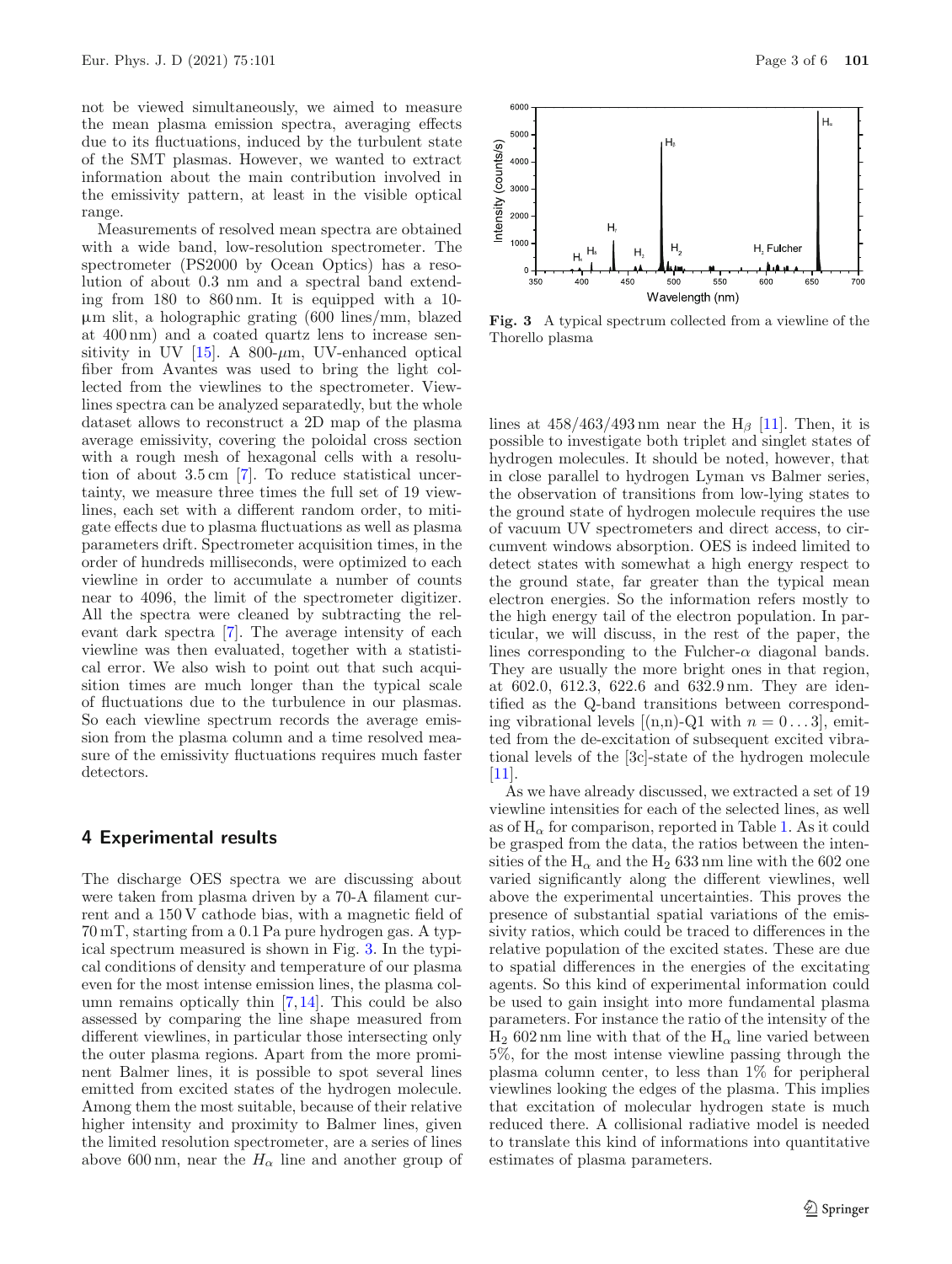not be viewed simultaneously, we aimed to measure the mean plasma emission spectra, averaging effects due to its fluctuations, induced by the turbulent state of the SMT plasmas. However, we wanted to extract information about the main contribution involved in the emissivity pattern, at least in the visible optical range.

Measurements of resolved mean spectra are obtained with a wide band, low-resolution spectrometer. The spectrometer (PS2000 by Ocean Optics) has a resolution of about 0.3 nm and a spectral band extending from 180 to 860 nm. It is equipped with a 10-μm slit, a holographic grating (600 lines/mm, blazed at 400 nm) and a coated quartz lens to increase sensitivity in UV [15]. A 800-$\mu$m, UV-enhanced optical fiber from Avantes was used to bring the light collected from the viewlines to the spectrometer. Viewlines spectra can be analyzed separatedly, but the whole dataset allows to reconstruct a 2D map of the plasma average emissivity, covering the poloidal cross section with a rough mesh of hexagonal cells with a resolution of about 3.5 cm [7]. To reduce statistical uncertainty, we measure three times the full set of 19 viewlines, each set with a different random order, to mitigate effects due to plasma fluctuations as well as plasma parameters drift. Spectrometer acquisition times, in the order of hundreds milliseconds, were optimized to each viewline in order to accumulate a number of counts near to 4096, the limit of the spectrometer digitizer. All the spectra were cleaned by subtracting the relevant dark spectra [7]. The average intensity of each viewline was then evaluated, together with a statistical error. We also wish to point out that such acquisition times are much longer than the typical scale of fluctuations due to the turbulence in our plasmas. So each viewline spectrum records the average emission from the plasma column and a time resolved measure of the emissivity fluctuations requires much faster detectors.

## 4 Experimental results

The discharge OES spectra we are discussing about were taken from plasma driven by a 70-A filament current and a 150 V cathode bias, with a magnetic field of 70 mT, starting from a 0.1 Pa pure hydrogen gas. A typical spectrum measured is shown in Fig. 3. In the typical conditions of density and temperature of our plasma even for the most intense emission lines, the plasma column remains optically thin [7,14]. This could be also assessed by comparing the line shape measured from different viewlines, in particular those intersecting only the outer plasma regions. Apart from the more prominent Balmer lines, it is possible to spot several lines emitted from excited states of the hydrogen molecule. Among them the most suitable, because of their relative higher intensity and proximity to Balmer lines, given the limited resolution spectrometer, are a series of lines above 600 nm, near the $H_\alpha$ line and another group of lines at 458/463/493 nm near the $H_\beta$ [11]. Then, it is possible to investigate both triplet and singlet states of hydrogen molecules. It should be noted, however, that in close parallel to hydrogen Lyman vs Balmer series, the observation of transitions from low-lying states to the ground state of hydrogen molecule requires the use of vacuum UV spectrometers and direct access, to circumvent windows absorption. OES is indeed limited to detect states with somewhat a high energy respect to the ground state, far greater than the typical mean electron energies. So the information refers mostly to the high energy tail of the electron population. In particular, we will discuss, in the rest of the paper, the lines corresponding to the Fulcher-$\alpha$ diagonal bands. They are usually the more bright ones in that region, at 602.0, 612.3, 622.6 and 632.9 nm. They are identified as the Q-band transitions between corresponding vibrational levels [(n,n)-Q1 with $n = 0 \ldots 3$], emitted from the de-excitation of subsequent excited vibrational levels of the [3c]-state of the hydrogen molecule [11].

Fig. 3 A typical spectrum collected from a viewline of the Thorello plasma

As we have already discussed, we extracted a set of 19 viewline intensities for each of the selected lines, as well as of $H_\alpha$ for comparison, reported in Table 1. As it could be grasped from the data, the ratios between the intensities of the $H_\alpha$ and the $H_2$ 633 nm line with the 602 one varied significantly along the different viewlines, well above the experimental uncertainties. This proves the presence of substantial spatial variations of the emissivity ratios, which could be traced to differences in the relative population of the excited states. These are due to spatial differences in the energies of the excitating agents. So this kind of experimental information could be used to gain insight into more fundamental plasma parameters. For instance the ratio of the intensity of the $H_2$ 602 nm line with that of the $H_\alpha$ line varied between 5%, for the most intense viewline passing through the plasma column center, to less than 1% for peripheral viewlines looking the edges of the plasma. This implies that excitation of molecular hydrogen state is much reduced there. A collisional radiative model is needed to translate this kind of informations into quantitative estimates of plasma parameters.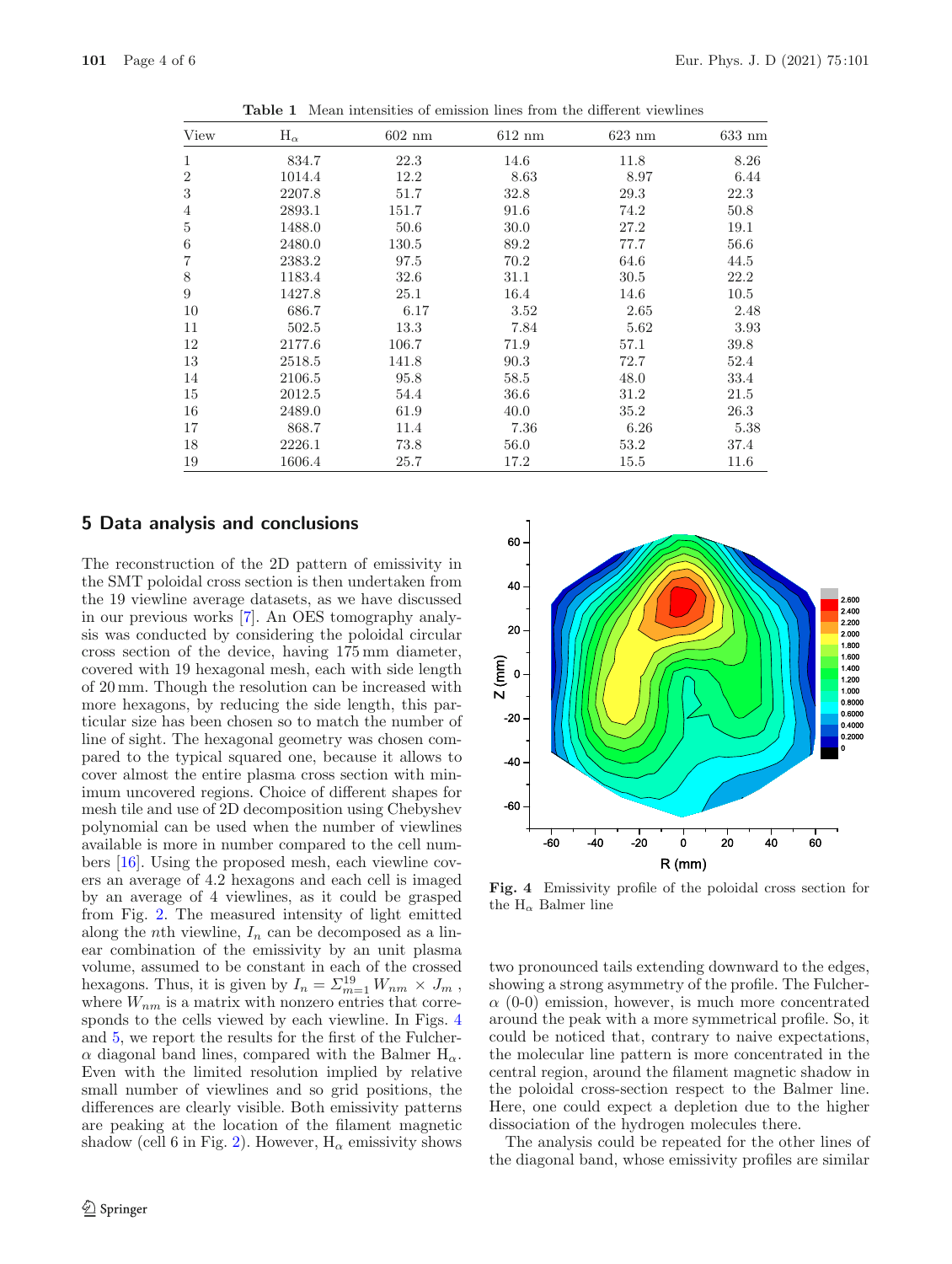**Table 1** Mean intensities of emission lines from the different viewlines

| View | $H_\alpha$ | 602 nm | 612 nm | 623 nm | 633 nm |
|---|---|---|---|---|---|
| 1 | 834.7 | 22.3 | 14.6 | 11.8 | 8.26 |
| 2 | 1014.4 | 12.2 | 8.63 | 8.97 | 6.44 |
| 3 | 2207.8 | 51.7 | 32.8 | 29.3 | 22.3 |
| 4 | 2893.1 | 151.7 | 91.6 | 74.2 | 50.8 |
| 5 | 1488.0 | 50.6 | 30.0 | 27.2 | 19.1 |
| 6 | 2480.0 | 130.5 | 89.2 | 77.7 | 56.6 |
| 7 | 2383.2 | 97.5 | 70.2 | 64.6 | 44.5 |
| 8 | 1183.4 | 32.6 | 31.1 | 30.5 | 22.2 |
| 9 | 1427.8 | 25.1 | 16.4 | 14.6 | 10.5 |
| 10 | 686.7 | 6.17 | 3.52 | 2.65 | 2.48 |
| 11 | 502.5 | 13.3 | 7.84 | 5.62 | 3.93 |
| 12 | 2177.6 | 106.7 | 71.9 | 57.1 | 39.8 |
| 13 | 2518.5 | 141.8 | 90.3 | 72.7 | 52.4 |
| 14 | 2106.5 | 95.8 | 58.5 | 48.0 | 33.4 |
| 15 | 2012.5 | 54.4 | 36.6 | 31.2 | 21.5 |
| 16 | 2489.0 | 61.9 | 40.0 | 35.2 | 26.3 |
| 17 | 868.7 | 11.4 | 7.36 | 6.26 | 5.38 |
| 18 | 2226.1 | 73.8 | 56.0 | 53.2 | 37.4 |
| 19 | 1606.4 | 25.7 | 17.2 | 15.5 | 11.6 |

## 5 Data analysis and conclusions

The reconstruction of the 2D pattern of emissivity in the SMT poloidal cross section is then undertaken from the 19 viewline average datasets, as we have discussed in our previous works [7]. An OES tomography analysis was conducted by considering the poloidal circular cross section of the device, having 175 mm diameter, covered with 19 hexagonal mesh, each with side length of 20 mm. Though the resolution can be increased with more hexagons, by reducing the side length, this particular size has been chosen so to match the number of line of sight. The hexagonal geometry was chosen compared to the typical squared one, because it allows to cover almost the entire plasma cross section with minimum uncovered regions. Choice of different shapes for mesh tile and use of 2D decomposition using Chebyshev polynomial can be used when the number of viewlines available is more in number compared to the cell numbers [16]. Using the proposed mesh, each viewline covers an average of 4.2 hexagons and each cell is imaged by an average of 4 viewlines, as it could be grasped from Fig. 2. The measured intensity of light emitted along the $n$th viewline, $I_n$ can be decomposed as a linear combination of the emissivity by an unit plasma volume, assumed to be constant in each of the crossed hexagons. Thus, it is given by $I_n = \Sigma_{m=1}^{19} W_{nm} \times J_m$, where $W_{nm}$ is a matrix with nonzero entries that corresponds to the cells viewed by each viewline. In Figs. 4 and 5, we report the results for the first of the Fulcher-$\alpha$ diagonal band lines, compared with the Balmer $H_\alpha$. Even with the limited resolution implied by relative small number of viewlines and so grid positions, the differences are clearly visible. Both emissivity patterns are peaking at the location of the filament magnetic shadow (cell 6 in Fig. 2). However, $H_\alpha$ emissivity shows two pronounced tails extending downward to the edges, showing a strong asymmetry of the profile. The Fulcher-$\alpha$ (0-0) emission, however, is much more concentrated around the peak with a more symmetrical profile. So, it could be noticed that, contrary to naive expectations, the molecular line pattern is more concentrated in the central region, around the filament magnetic shadow in the poloidal cross-section respect to the Balmer line. Here, one could expect a depletion due to the higher dissociation of the hydrogen molecules there.

**Fig. 4** Emissivity profile of the poloidal cross section for the $H_\alpha$ Balmer line

The analysis could be repeated for the other lines of the diagonal band, whose emissivity profiles are similar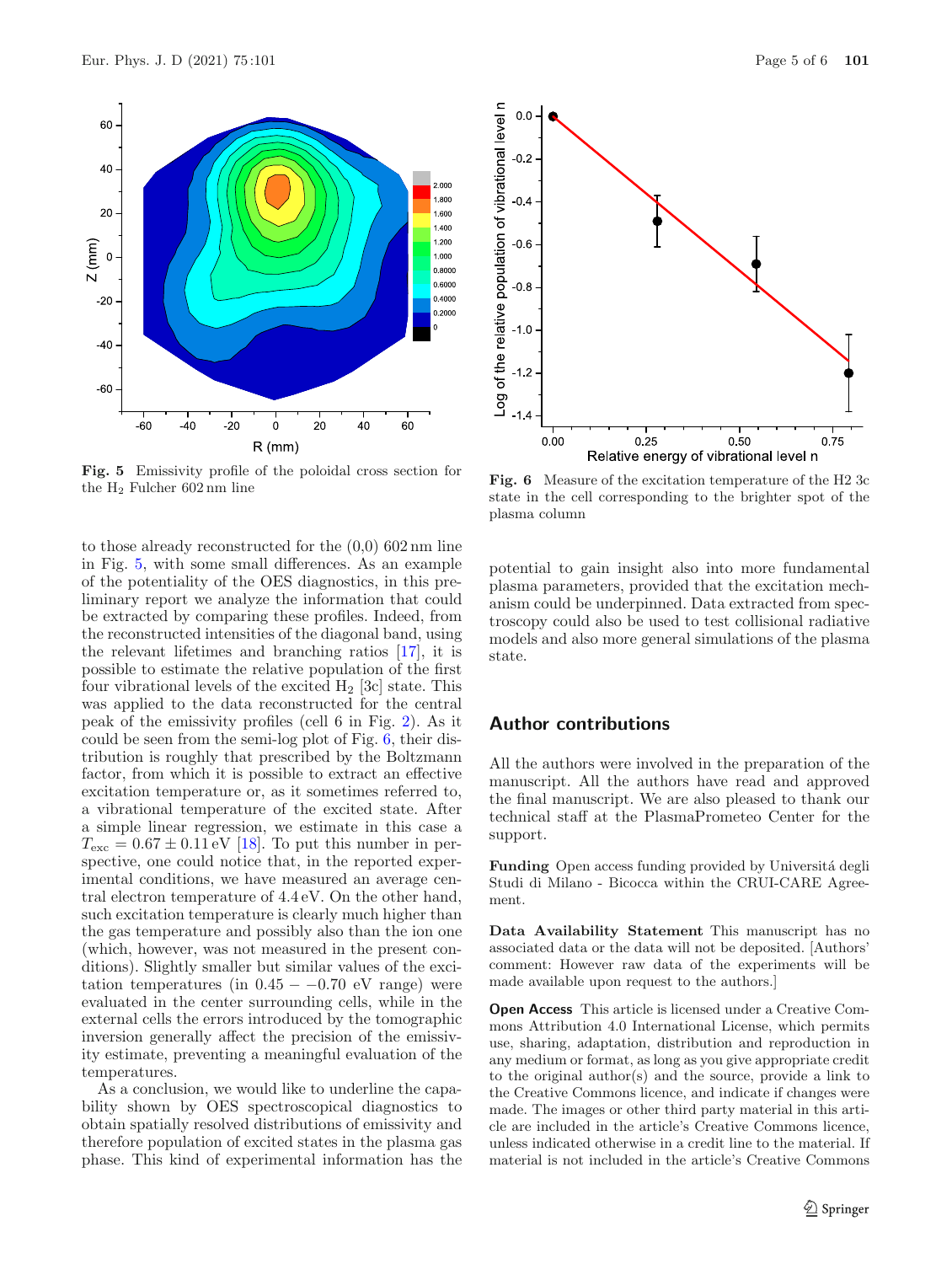Fig. 5 Emissivity profile of the poloidal cross section for the $H_2$ Fulcher 602 nm line

Fig. 6 Measure of the excitation temperature of the H2 3c state in the cell corresponding to the brighter spot of the plasma column

to those already reconstructed for the (0,0) 602 nm line in Fig. 5, with some small differences. As an example of the potentiality of the OES diagnostics, in this preliminary report we analyze the information that could be extracted by comparing these profiles. Indeed, from the reconstructed intensities of the diagonal band, using the relevant lifetimes and branching ratios [17], it is possible to estimate the relative population of the first four vibrational levels of the excited $H_2$ [3c] state. This was applied to the data reconstructed for the central peak of the emissivity profiles (cell 6 in Fig. 2). As it could be seen from the semi-log plot of Fig. 6, their distribution is roughly that prescribed by the Boltzmann factor, from which it is possible to extract an effective excitation temperature or, as it sometimes referred to, a vibrational temperature of the excited state. After a simple linear regression, we estimate in this case a $T_{\text{exc}} = 0.67 \pm 0.11\,\text{eV}$ [18]. To put this number in perspective, one could notice that, in the reported experimental conditions, we have measured an average central electron temperature of 4.4 eV. On the other hand, such excitation temperature is clearly much higher than the gas temperature and possibly also than the ion one (which, however, was not measured in the present conditions). Slightly smaller but similar values of the excitation temperatures (in $0.45 - -0.70$ eV range) were evaluated in the center surrounding cells, while in the external cells the errors introduced by the tomographic inversion generally affect the precision of the emissivity estimate, preventing a meaningful evaluation of the temperatures.

As a conclusion, we would like to underline the capability shown by OES spectroscopical diagnostics to obtain spatially resolved distributions of emissivity and therefore population of excited states in the plasma gas phase. This kind of experimental information has the potential to gain insight also into more fundamental plasma parameters, provided that the excitation mechanism could be underpinned. Data extracted from spectroscopy could also be used to test collisional radiative models and also more general simulations of the plasma state.

## Author contributions

All the authors were involved in the preparation of the manuscript. All the authors have read and approved the final manuscript. We are also pleased to thank our technical staff at the PlasmaPrometeo Center for the support.

**Funding** Open access funding provided by Universitá degli Studi di Milano - Bicocca within the CRUI-CARE Agreement.

**Data Availability Statement** This manuscript has no associated data or the data will not be deposited. [Authors' comment: However raw data of the experiments will be made available upon request to the authors.]

**Open Access** This article is licensed under a Creative Commons Attribution 4.0 International License, which permits use, sharing, adaptation, distribution and reproduction in any medium or format, as long as you give appropriate credit to the original author(s) and the source, provide a link to the Creative Commons licence, and indicate if changes were made. The images or other third party material in this article are included in the article's Creative Commons licence, unless indicated otherwise in a credit line to the material. If material is not included in the article's Creative Commons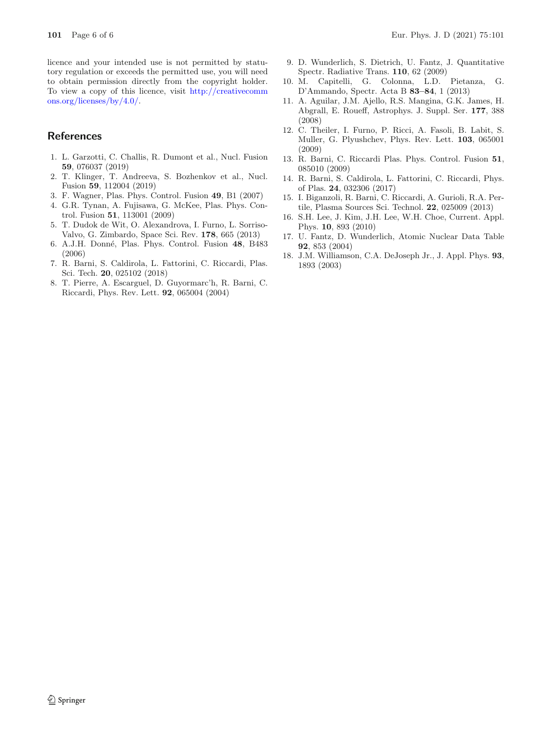licence and your intended use is not permitted by statutory regulation or exceeds the permitted use, you will need to obtain permission directly from the copyright holder. To view a copy of this licence, visit http://creativecommons.org/licenses/by/4.0/.

## References

1. L. Garzotti, C. Challis, R. Dumont et al., Nucl. Fusion **59**, 076037 (2019)
2. T. Klinger, T. Andreeva, S. Bozhenkov et al., Nucl. Fusion **59**, 112004 (2019)
3. F. Wagner, Plas. Phys. Control. Fusion **49**, B1 (2007)
4. G.R. Tynan, A. Fujisawa, G. McKee, Plas. Phys. Control. Fusion **51**, 113001 (2009)
5. T. Dudok de Wit, O. Alexandrova, I. Furno, L. Sorriso-Valvo, G. Zimbardo, Space Sci. Rev. **178**, 665 (2013)
6. A.J.H. Donné, Plas. Phys. Control. Fusion **48**, B483 (2006)
7. R. Barni, S. Caldirola, L. Fattorini, C. Riccardi, Plas. Sci. Tech. **20**, 025102 (2018)
8. T. Pierre, A. Escarguel, D. Guyomarc'h, R. Barni, C. Riccardi, Phys. Rev. Lett. **92**, 065004 (2004)
9. D. Wunderlich, S. Dietrich, U. Fantz, J. Quantitative Spectr. Radiative Trans. **110**, 62 (2009)
10. M. Capitelli, G. Colonna, L.D. Pietanza, G. D'Ammando, Spectr. Acta B **83**–**84**, 1 (2013)
11. A. Aguilar, J.M. Ajello, R.S. Mangina, G.K. James, H. Abgrall, E. Roueff, Astrophys. J. Suppl. Ser. **177**, 388 (2008)
12. C. Theiler, I. Furno, P. Ricci, A. Fasoli, B. Labit, S. Muller, G. Plyushchev, Phys. Rev. Lett. **103**, 065001 (2009)
13. R. Barni, C. Riccardi Plas. Phys. Control. Fusion **51**, 085010 (2009)
14. R. Barni, S. Caldirola, L. Fattorini, C. Riccardi, Phys. of Plas. **24**, 032306 (2017)
15. I. Biganzoli, R. Barni, C. Riccardi, A. Gurioli, R.A. Pertile, Plasma Sources Sci. Technol. **22**, 025009 (2013)
16. S.H. Lee, J. Kim, J.H. Lee, W.H. Choe, Current. Appl. Phys. **10**, 893 (2010)
17. U. Fantz, D. Wunderlich, Atomic Nuclear Data Table **92**, 853 (2004)
18. J.M. Williamson, C.A. DeJoseph Jr., J. Appl. Phys. **93**, 1893 (2003)